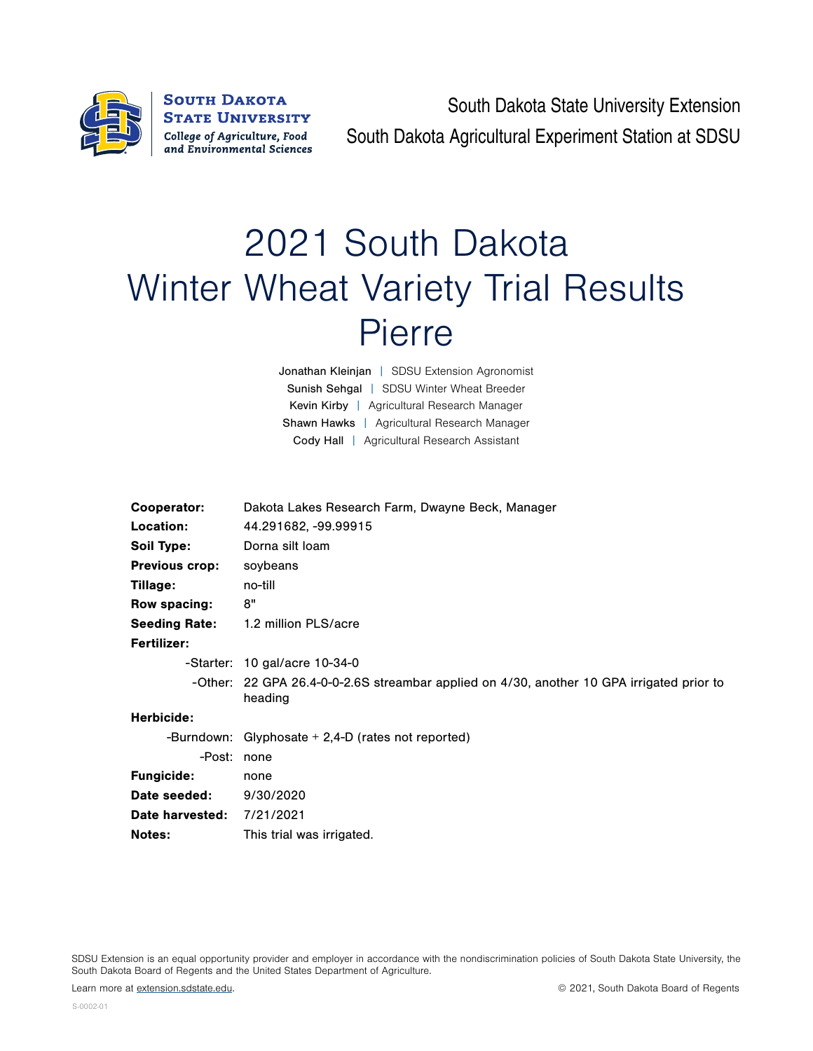South Dakota State University Extension

South Dakota Agricultural Experiment Station at SDSU

# 2021 South Dakota Winter Wheat Variety Trial Results Pierre

Jonathan Kleinjan | SDSU Extension Agronomist
Sunish Sehgal | SDSU Winter Wheat Breeder
Kevin Kirby | Agricultural Research Manager
Shawn Hawks | Agricultural Research Manager
Cody Hall | Agricultural Research Assistant

**Cooperator:** Dakota Lakes Research Farm, Dwayne Beck, Manager
**Location:** 44.291682, -99.99915
**Soil Type:** Dorna silt loam
**Previous crop:** soybeans
**Tillage:** no-till
**Row spacing:** 8"
**Seeding Rate:** 1.2 million PLS/acre
**Fertilizer:**
- Starter: 10 gal/acre 10-34-0
- Other: 22 GPA 26.4-0-0-2.6S streambar applied on 4/30, another 10 GPA irrigated prior to heading

**Herbicide:**
- Burndown: Glyphosate + 2,4-D (rates not reported)
- Post: none

**Fungicide:** none
**Date seeded:** 9/30/2020
**Date harvested:** 7/21/2021
**Notes:** This trial was irrigated.

SDSU Extension is an equal opportunity provider and employer in accordance with the nondiscrimination policies of South Dakota State University, the South Dakota Board of Regents and the United States Department of Agriculture.

Learn more at extension.sdstate.edu.

© 2021, South Dakota Board of Regents

S-0002-01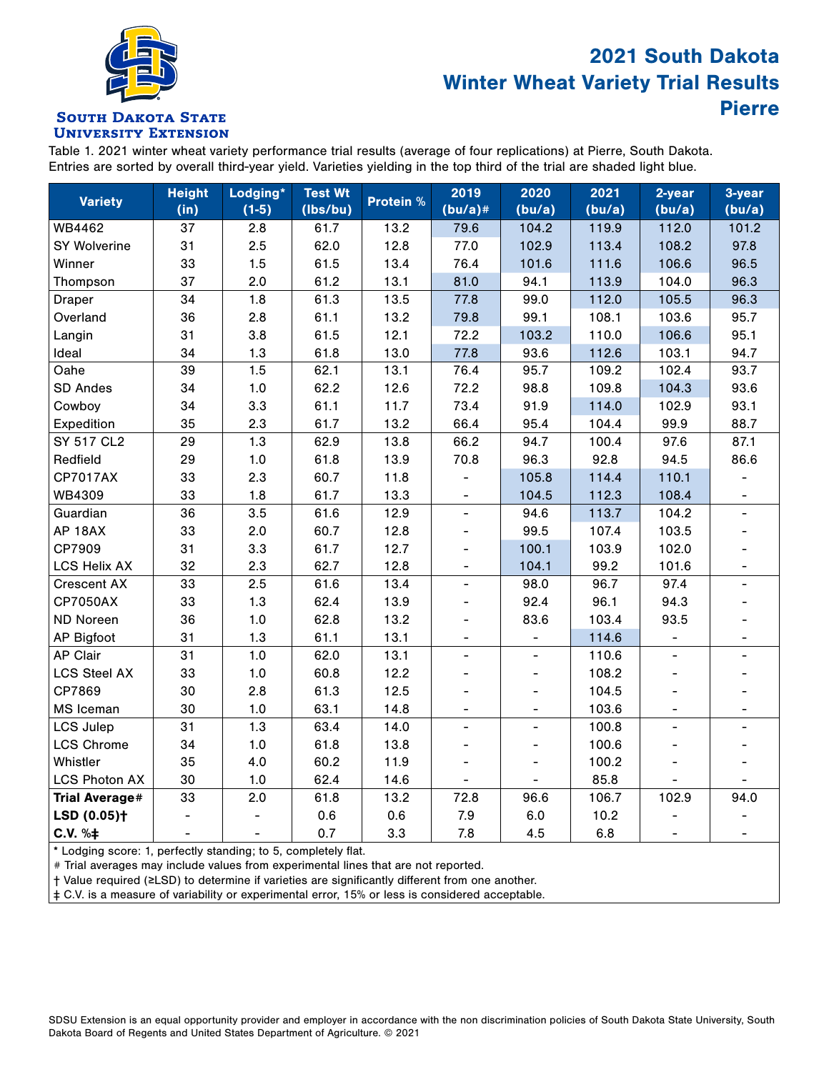South Dakota State University Extension

# 2021 South Dakota Winter Wheat Variety Trial Results Pierre

Table 1. 2021 winter wheat variety performance trial results (average of four replications) at Pierre, South Dakota. Entries are sorted by overall third-year yield. Varieties yielding in the top third of the trial are shaded light blue.

| Variety | Height (in) | Lodging* (1-5) | Test Wt (lbs/bu) | Protein % | 2019 (bu/a)# | 2020 (bu/a) | 2021 (bu/a) | 2-year (bu/a) | 3-year (bu/a) |
|---|---|---|---|---|---|---|---|---|---|
| WB4462 | 37 | 2.8 | 61.7 | 13.2 | 79.6 | 104.2 | 119.9 | 112.0 | 101.2 |
| SY Wolverine | 31 | 2.5 | 62.0 | 12.8 | 77.0 | 102.9 | 113.4 | 108.2 | 97.8 |
| Winner | 33 | 1.5 | 61.5 | 13.4 | 76.4 | 101.6 | 111.6 | 106.6 | 96.5 |
| Thompson | 37 | 2.0 | 61.2 | 13.1 | 81.0 | 94.1 | 113.9 | 104.0 | 96.3 |
| Draper | 34 | 1.8 | 61.3 | 13.5 | 77.8 | 99.0 | 112.0 | 105.5 | 96.3 |
| Overland | 36 | 2.8 | 61.1 | 13.2 | 79.8 | 99.1 | 108.1 | 103.6 | 95.7 |
| Langin | 31 | 3.8 | 61.5 | 12.1 | 72.2 | 103.2 | 110.0 | 106.6 | 95.1 |
| Ideal | 34 | 1.3 | 61.8 | 13.0 | 77.8 | 93.6 | 112.6 | 103.1 | 94.7 |
| Oahe | 39 | 1.5 | 62.1 | 13.1 | 76.4 | 95.7 | 109.2 | 102.4 | 93.7 |
| SD Andes | 34 | 1.0 | 62.2 | 12.6 | 72.2 | 98.8 | 109.8 | 104.3 | 93.6 |
| Cowboy | 34 | 3.3 | 61.1 | 11.7 | 73.4 | 91.9 | 114.0 | 102.9 | 93.1 |
| Expedition | 35 | 2.3 | 61.7 | 13.2 | 66.4 | 95.4 | 104.4 | 99.9 | 88.7 |
| SY 517 CL2 | 29 | 1.3 | 62.9 | 13.8 | 66.2 | 94.7 | 100.4 | 97.6 | 87.1 |
| Redfield | 29 | 1.0 | 61.8 | 13.9 | 70.8 | 96.3 | 92.8 | 94.5 | 86.6 |
| CP7017AX | 33 | 2.3 | 60.7 | 11.8 | - | 105.8 | 114.4 | 110.1 | - |
| WB4309 | 33 | 1.8 | 61.7 | 13.3 | - | 104.5 | 112.3 | 108.4 | - |
| Guardian | 36 | 3.5 | 61.6 | 12.9 | - | 94.6 | 113.7 | 104.2 | - |
| AP 18AX | 33 | 2.0 | 60.7 | 12.8 | - | 99.5 | 107.4 | 103.5 | - |
| CP7909 | 31 | 3.3 | 61.7 | 12.7 | - | 100.1 | 103.9 | 102.0 | - |
| LCS Helix AX | 32 | 2.3 | 62.7 | 12.8 | - | 104.1 | 99.2 | 101.6 | - |
| Crescent AX | 33 | 2.5 | 61.6 | 13.4 | - | 98.0 | 96.7 | 97.4 | - |
| CP7050AX | 33 | 1.3 | 62.4 | 13.9 | - | 92.4 | 96.1 | 94.3 | - |
| ND Noreen | 36 | 1.0 | 62.8 | 13.2 | - | 83.6 | 103.4 | 93.5 | - |
| AP Bigfoot | 31 | 1.3 | 61.1 | 13.1 | - | - | 114.6 | - | - |
| AP Clair | 31 | 1.0 | 62.0 | 13.1 | - | - | 110.6 | - | - |
| LCS Steel AX | 33 | 1.0 | 60.8 | 12.2 | - | - | 108.2 | - | - |
| CP7869 | 30 | 2.8 | 61.3 | 12.5 | - | - | 104.5 | - | - |
| MS Iceman | 30 | 1.0 | 63.1 | 14.8 | - | - | 103.6 | - | - |
| LCS Julep | 31 | 1.3 | 63.4 | 14.0 | - | - | 100.8 | - | - |
| LCS Chrome | 34 | 1.0 | 61.8 | 13.8 | - | - | 100.6 | - | - |
| Whistler | 35 | 4.0 | 60.2 | 11.9 | - | - | 100.2 | - | - |
| LCS Photon AX | 30 | 1.0 | 62.4 | 14.6 | - | - | 85.8 | - | - |
| **Trial Average#** | 33 | 2.0 | 61.8 | 13.2 | 72.8 | 96.6 | 106.7 | 102.9 | 94.0 |
| **LSD (0.05)†** | - | - | 0.6 | 0.6 | 7.9 | 6.0 | 10.2 | - | - |
| **C.V. %‡** | - | - | 0.7 | 3.3 | 7.8 | 4.5 | 6.8 | - | - |

\* Lodging score: 1, perfectly standing; to 5, completely flat.
\# Trial averages may include values from experimental lines that are not reported.
† Value required (≥LSD) to determine if varieties are significantly different from one another.
‡ C.V. is a measure of variability or experimental error, 15% or less is considered acceptable.

SDSU Extension is an equal opportunity provider and employer in accordance with the non discrimination policies of South Dakota State University, South Dakota Board of Regents and United States Department of Agriculture. © 2021